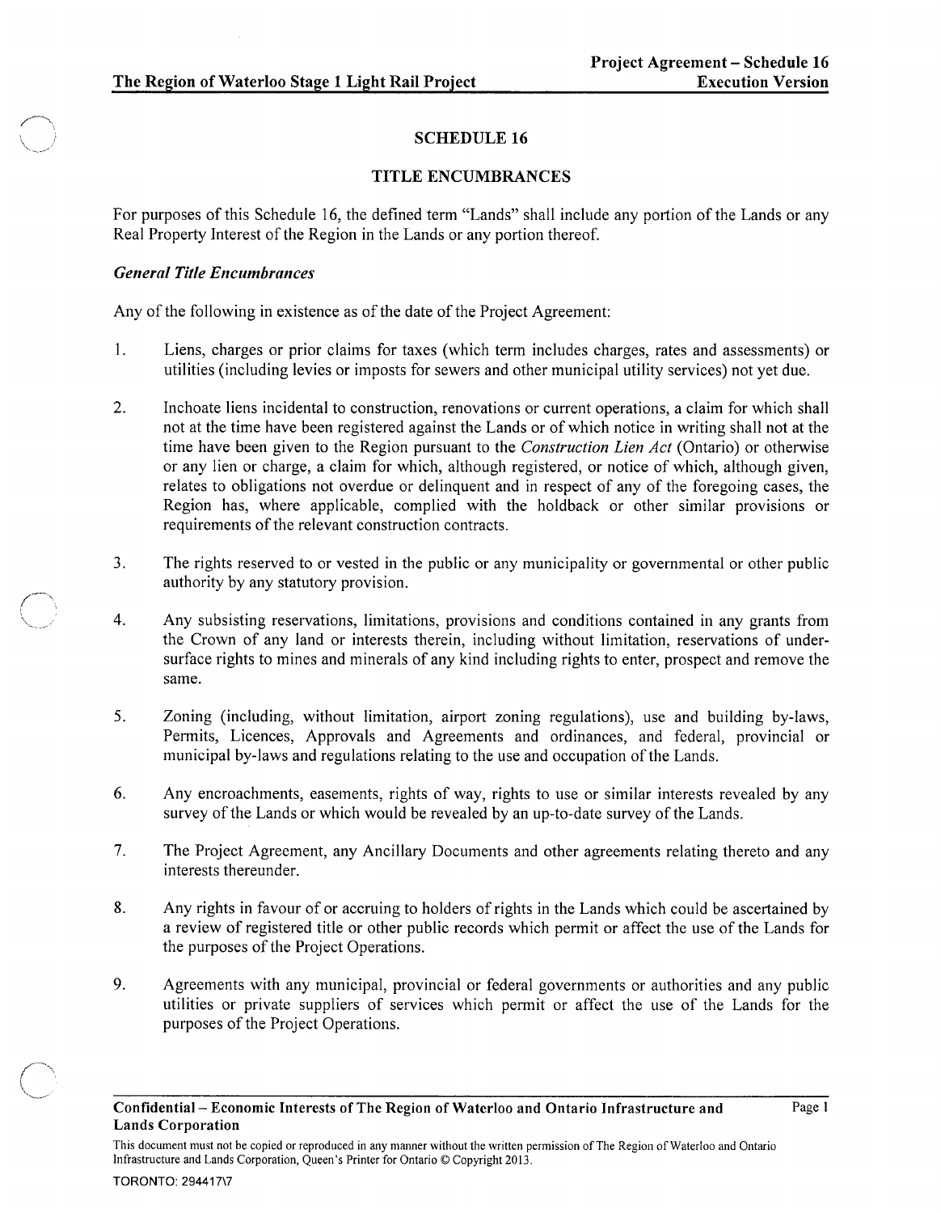# SCHEDULE 16

## TITLE ENCUMBRANCES

For purposes of this Schedule 16, the defined term "Lands" shall include any portion of the Lands or any Real Property Interest of the Region in the Lands or any portion thereof.

### *General Title Encumbrances*

Any of the following in existence as of the date of the Project Agreement:

1. Liens, charges or prior claims for taxes (which term includes charges, rates and assessments) or utilities (including levies or imposts for sewers and other municipal utility services) not yet due.

2. Inchoate liens incidental to construction, renovations or current operations, a claim for which shall not at the time have been registered against the Lands or of which notice in writing shall not at the time have been given to the Region pursuant to the *Construction Lien Act* (Ontario) or otherwise or any lien or charge, a claim for which, although registered, or notice of which, although given, relates to obligations not overdue or delinquent and in respect of any of the foregoing cases, the Region has, where applicable, complied with the holdback or other similar provisions or requirements of the relevant construction contracts.

3. The rights reserved to or vested in the public or any municipality or governmental or other public authority by any statutory provision.

4. Any subsisting reservations, limitations, provisions and conditions contained in any grants from the Crown of any land or interests therein, including without limitation, reservations of under-surface rights to mines and minerals of any kind including rights to enter, prospect and remove the same.

5. Zoning (including, without limitation, airport zoning regulations), use and building by-laws, Permits, Licences, Approvals and Agreements and ordinances, and federal, provincial or municipal by-laws and regulations relating to the use and occupation of the Lands.

6. Any encroachments, easements, rights of way, rights to use or similar interests revealed by any survey of the Lands or which would be revealed by an up-to-date survey of the Lands.

7. The Project Agreement, any Ancillary Documents and other agreements relating thereto and any interests thereunder.

8. Any rights in favour of or accruing to holders of rights in the Lands which could be ascertained by a review of registered title or other public records which permit or affect the use of the Lands for the purposes of the Project Operations.

9. Agreements with any municipal, provincial or federal governments or authorities and any public utilities or private suppliers of services which permit or affect the use of the Lands for the purposes of the Project Operations.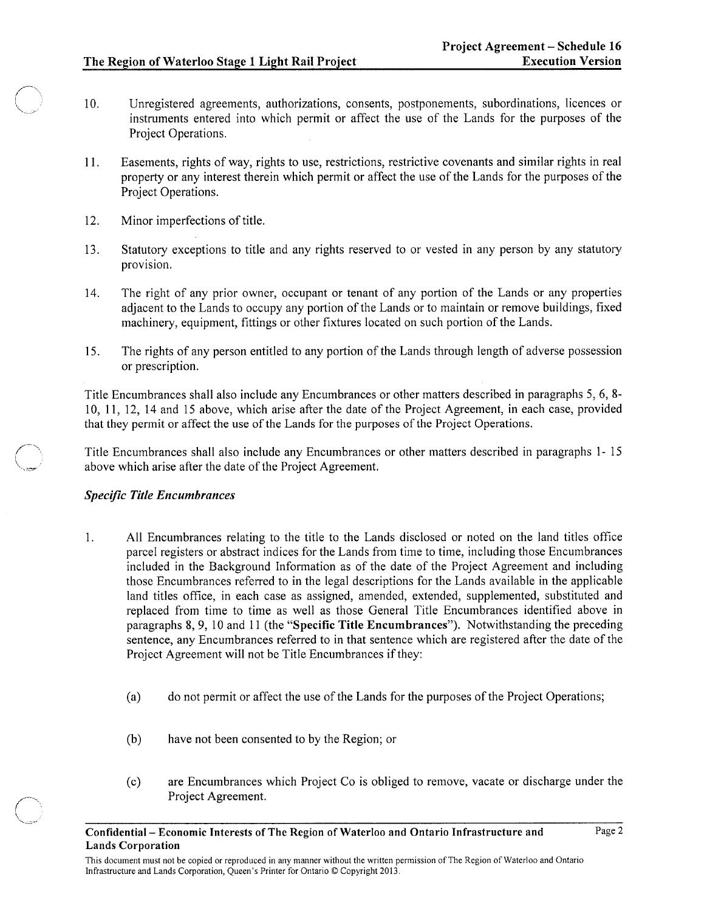10. Unregistered agreements, authorizations, consents, postponements, subordinations, licences or instruments entered into which permit or affect the use of the Lands for the purposes of the Project Operations.

11. Easements, rights of way, rights to use, restrictions, restrictive covenants and similar rights in real property or any interest therein which permit or affect the use of the Lands for the purposes of the Project Operations.

12. Minor imperfections of title.

13. Statutory exceptions to title and any rights reserved to or vested in any person by any statutory provision.

14. The right of any prior owner, occupant or tenant of any portion of the Lands or any properties adjacent to the Lands to occupy any portion of the Lands or to maintain or remove buildings, fixed machinery, equipment, fittings or other fixtures located on such portion of the Lands.

15. The rights of any person entitled to any portion of the Lands through length of adverse possession or prescription.

Title Encumbrances shall also include any Encumbrances or other matters described in paragraphs 5, 6, 8-10, 11, 12, 14 and 15 above, which arise after the date of the Project Agreement, in each case, provided that they permit or affect the use of the Lands for the purposes of the Project Operations.

Title Encumbrances shall also include any Encumbrances or other matters described in paragraphs 1- 15 above which arise after the date of the Project Agreement.

*Specific Title Encumbrances*

1. All Encumbrances relating to the title to the Lands disclosed or noted on the land titles office parcel registers or abstract indices for the Lands from time to time, including those Encumbrances included in the Background Information as of the date of the Project Agreement and including those Encumbrances referred to in the legal descriptions for the Lands available in the applicable land titles office, in each case as assigned, amended, extended, supplemented, substituted and replaced from time to time as well as those General Title Encumbrances identified above in paragraphs 8, 9, 10 and 11 (the "**Specific Title Encumbrances**"). Notwithstanding the preceding sentence, any Encumbrances referred to in that sentence which are registered after the date of the Project Agreement will not be Title Encumbrances if they:

   (a) do not permit or affect the use of the Lands for the purposes of the Project Operations;

   (b) have not been consented to by the Region; or

   (c) are Encumbrances which Project Co is obliged to remove, vacate or discharge under the Project Agreement.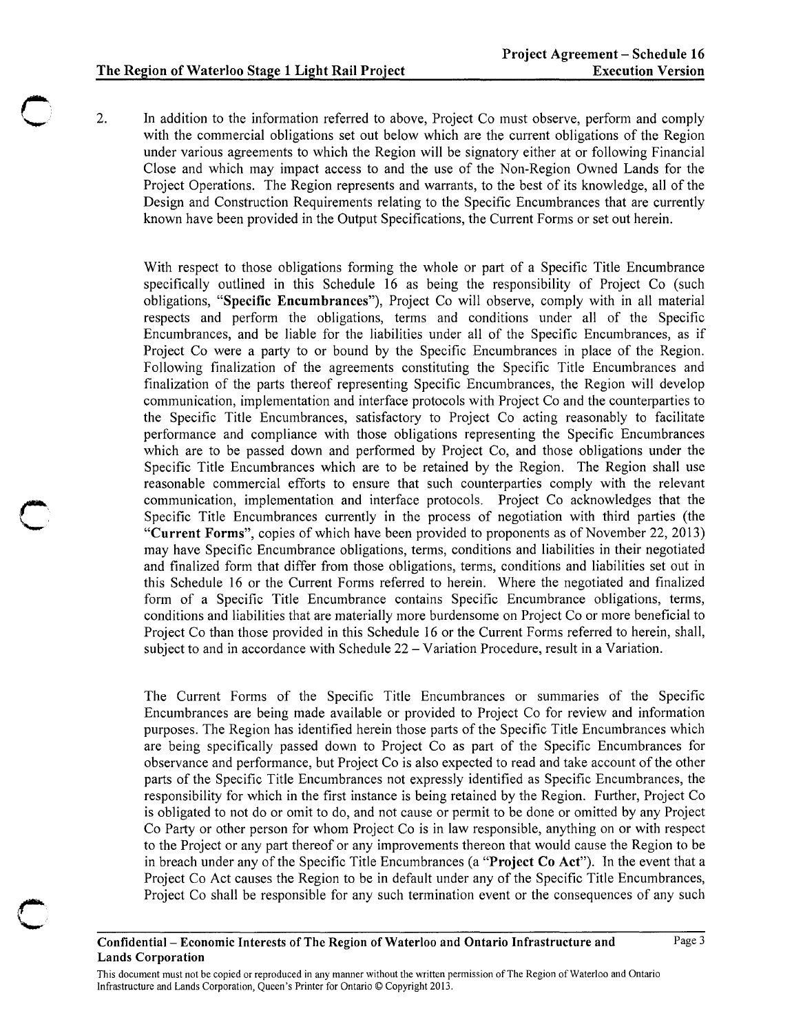2. In addition to the information referred to above, Project Co must observe, perform and comply with the commercial obligations set out below which are the current obligations of the Region under various agreements to which the Region will be signatory either at or following Financial Close and which may impact access to and the use of the Non-Region Owned Lands for the Project Operations. The Region represents and warrants, to the best of its knowledge, all of the Design and Construction Requirements relating to the Specific Encumbrances that are currently known have been provided in the Output Specifications, the Current Forms or set out herein.

   With respect to those obligations forming the whole or part of a Specific Title Encumbrance specifically outlined in this Schedule 16 as being the responsibility of Project Co (such obligations, "**Specific Encumbrances**"), Project Co will observe, comply with in all material respects and perform the obligations, terms and conditions under all of the Specific Encumbrances, and be liable for the liabilities under all of the Specific Encumbrances, as if Project Co were a party to or bound by the Specific Encumbrances in place of the Region. Following finalization of the agreements constituting the Specific Title Encumbrances and finalization of the parts thereof representing Specific Encumbrances, the Region will develop communication, implementation and interface protocols with Project Co and the counterparties to the Specific Title Encumbrances, satisfactory to Project Co acting reasonably to facilitate performance and compliance with those obligations representing the Specific Encumbrances which are to be passed down and performed by Project Co, and those obligations under the Specific Title Encumbrances which are to be retained by the Region. The Region shall use reasonable commercial efforts to ensure that such counterparties comply with the relevant communication, implementation and interface protocols. Project Co acknowledges that the Specific Title Encumbrances currently in the process of negotiation with third parties (the "**Current Forms**", copies of which have been provided to proponents as of November 22, 2013) may have Specific Encumbrance obligations, terms, conditions and liabilities in their negotiated and finalized form that differ from those obligations, terms, conditions and liabilities set out in this Schedule 16 or the Current Forms referred to herein. Where the negotiated and finalized form of a Specific Title Encumbrance contains Specific Encumbrance obligations, terms, conditions and liabilities that are materially more burdensome on Project Co or more beneficial to Project Co than those provided in this Schedule 16 or the Current Forms referred to herein, shall, subject to and in accordance with Schedule 22 – Variation Procedure, result in a Variation.

   The Current Forms of the Specific Title Encumbrances or summaries of the Specific Encumbrances are being made available or provided to Project Co for review and information purposes. The Region has identified herein those parts of the Specific Title Encumbrances which are being specifically passed down to Project Co as part of the Specific Encumbrances for observance and performance, but Project Co is also expected to read and take account of the other parts of the Specific Title Encumbrances not expressly identified as Specific Encumbrances, the responsibility for which in the first instance is being retained by the Region. Further, Project Co is obligated to not do or omit to do, and not cause or permit to be done or omitted by any Project Co Party or other person for whom Project Co is in law responsible, anything on or with respect to the Project or any part thereof or any improvements thereon that would cause the Region to be in breach under any of the Specific Title Encumbrances (a "**Project Co Act**"). In the event that a Project Co Act causes the Region to be in default under any of the Specific Title Encumbrances, Project Co shall be responsible for any such termination event or the consequences of any such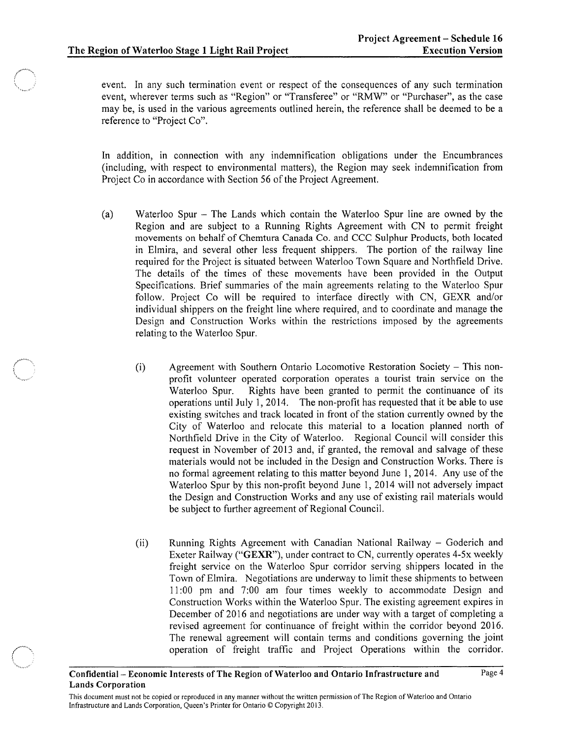event. In any such termination event or respect of the consequences of any such termination event, wherever terms such as "Region" or "Transferee" or "RMW" or "Purchaser", as the case may be, is used in the various agreements outlined herein, the reference shall be deemed to be a reference to "Project Co".

In addition, in connection with any indemnification obligations under the Encumbrances (including, with respect to environmental matters), the Region may seek indemnification from Project Co in accordance with Section 56 of the Project Agreement.

(a) Waterloo Spur – The Lands which contain the Waterloo Spur line are owned by the Region and are subject to a Running Rights Agreement with CN to permit freight movements on behalf of Chemtura Canada Co. and CCC Sulphur Products, both located in Elmira, and several other less frequent shippers. The portion of the railway line required for the Project is situated between Waterloo Town Square and Northfield Drive. The details of the times of these movements have been provided in the Output Specifications. Brief summaries of the main agreements relating to the Waterloo Spur follow. Project Co will be required to interface directly with CN, GEXR and/or individual shippers on the freight line where required, and to coordinate and manage the Design and Construction Works within the restrictions imposed by the agreements relating to the Waterloo Spur.

   (i) Agreement with Southern Ontario Locomotive Restoration Society – This non-profit volunteer operated corporation operates a tourist train service on the Waterloo Spur. Rights have been granted to permit the continuance of its operations until July 1, 2014. The non-profit has requested that it be able to use existing switches and track located in front of the station currently owned by the City of Waterloo and relocate this material to a location planned north of Northfield Drive in the City of Waterloo. Regional Council will consider this request in November of 2013 and, if granted, the removal and salvage of these materials would not be included in the Design and Construction Works. There is no formal agreement relating to this matter beyond June 1, 2014. Any use of the Waterloo Spur by this non-profit beyond June 1, 2014 will not adversely impact the Design and Construction Works and any use of existing rail materials would be subject to further agreement of Regional Council.

   (ii) Running Rights Agreement with Canadian National Railway – Goderich and Exeter Railway ("**GEXR**"), under contract to CN, currently operates 4-5x weekly freight service on the Waterloo Spur corridor serving shippers located in the Town of Elmira. Negotiations are underway to limit these shipments to between 11:00 pm and 7:00 am four times weekly to accommodate Design and Construction Works within the Waterloo Spur. The existing agreement expires in December of 2016 and negotiations are under way with a target of completing a revised agreement for continuance of freight within the corridor beyond 2016. The renewal agreement will contain terms and conditions governing the joint operation of freight traffic and Project Operations within the corridor.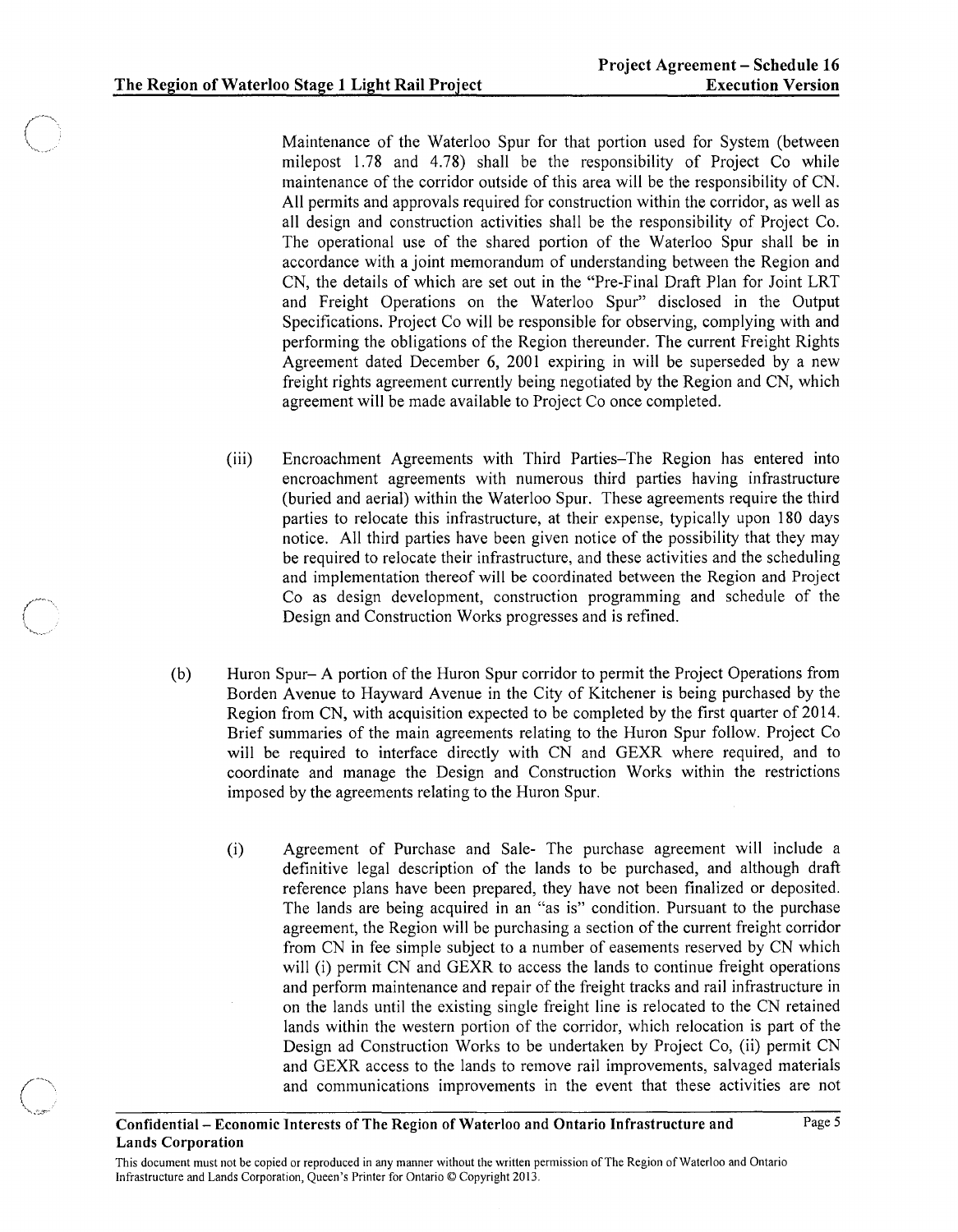Maintenance of the Waterloo Spur for that portion used for System (between milepost 1.78 and 4.78) shall be the responsibility of Project Co while maintenance of the corridor outside of this area will be the responsibility of CN. All permits and approvals required for construction within the corridor, as well as all design and construction activities shall be the responsibility of Project Co. The operational use of the shared portion of the Waterloo Spur shall be in accordance with a joint memorandum of understanding between the Region and CN, the details of which are set out in the "Pre-Final Draft Plan for Joint LRT and Freight Operations on the Waterloo Spur" disclosed in the Output Specifications. Project Co will be responsible for observing, complying with and performing the obligations of the Region thereunder. The current Freight Rights Agreement dated December 6, 2001 expiring in will be superseded by a new freight rights agreement currently being negotiated by the Region and CN, which agreement will be made available to Project Co once completed.

(iii) Encroachment Agreements with Third Parties–The Region has entered into encroachment agreements with numerous third parties having infrastructure (buried and aerial) within the Waterloo Spur. These agreements require the third parties to relocate this infrastructure, at their expense, typically upon 180 days notice. All third parties have been given notice of the possibility that they may be required to relocate their infrastructure, and these activities and the scheduling and implementation thereof will be coordinated between the Region and Project Co as design development, construction programming and schedule of the Design and Construction Works progresses and is refined.

(b) Huron Spur– A portion of the Huron Spur corridor to permit the Project Operations from Borden Avenue to Hayward Avenue in the City of Kitchener is being purchased by the Region from CN, with acquisition expected to be completed by the first quarter of 2014. Brief summaries of the main agreements relating to the Huron Spur follow. Project Co will be required to interface directly with CN and GEXR where required, and to coordinate and manage the Design and Construction Works within the restrictions imposed by the agreements relating to the Huron Spur.

(i) Agreement of Purchase and Sale- The purchase agreement will include a definitive legal description of the lands to be purchased, and although draft reference plans have been prepared, they have not been finalized or deposited. The lands are being acquired in an "as is" condition. Pursuant to the purchase agreement, the Region will be purchasing a section of the current freight corridor from CN in fee simple subject to a number of easements reserved by CN which will (i) permit CN and GEXR to access the lands to continue freight operations and perform maintenance and repair of the freight tracks and rail infrastructure in on the lands until the existing single freight line is relocated to the CN retained lands within the western portion of the corridor, which relocation is part of the Design ad Construction Works to be undertaken by Project Co, (ii) permit CN and GEXR access to the lands to remove rail improvements, salvaged materials and communications improvements in the event that these activities are not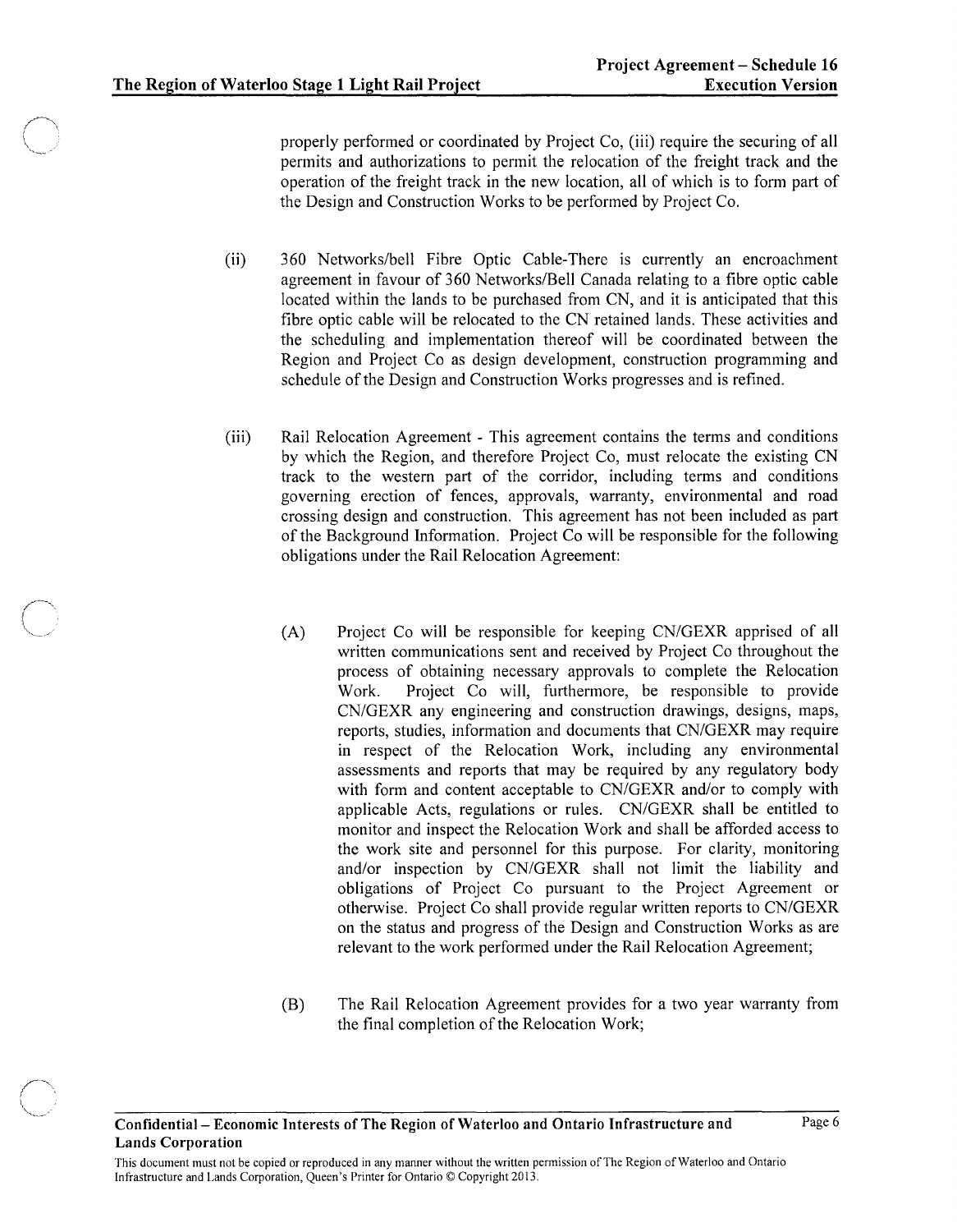properly performed or coordinated by Project Co, (iii) require the securing of all permits and authorizations to permit the relocation of the freight track and the operation of the freight track in the new location, all of which is to form part of the Design and Construction Works to be performed by Project Co.

(ii) 360 Networks/bell Fibre Optic Cable-There is currently an encroachment agreement in favour of 360 Networks/Bell Canada relating to a fibre optic cable located within the lands to be purchased from CN, and it is anticipated that this fibre optic cable will be relocated to the CN retained lands. These activities and the scheduling and implementation thereof will be coordinated between the Region and Project Co as design development, construction programming and schedule of the Design and Construction Works progresses and is refined.

(iii) Rail Relocation Agreement - This agreement contains the terms and conditions by which the Region, and therefore Project Co, must relocate the existing CN track to the western part of the corridor, including terms and conditions governing erection of fences, approvals, warranty, environmental and road crossing design and construction. This agreement has not been included as part of the Background Information. Project Co will be responsible for the following obligations under the Rail Relocation Agreement:

(A) Project Co will be responsible for keeping CN/GEXR apprised of all written communications sent and received by Project Co throughout the process of obtaining necessary approvals to complete the Relocation Work. Project Co will, furthermore, be responsible to provide CN/GEXR any engineering and construction drawings, designs, maps, reports, studies, information and documents that CN/GEXR may require in respect of the Relocation Work, including any environmental assessments and reports that may be required by any regulatory body with form and content acceptable to CN/GEXR and/or to comply with applicable Acts, regulations or rules. CN/GEXR shall be entitled to monitor and inspect the Relocation Work and shall be afforded access to the work site and personnel for this purpose. For clarity, monitoring and/or inspection by CN/GEXR shall not limit the liability and obligations of Project Co pursuant to the Project Agreement or otherwise. Project Co shall provide regular written reports to CN/GEXR on the status and progress of the Design and Construction Works as are relevant to the work performed under the Rail Relocation Agreement;

(B) The Rail Relocation Agreement provides for a two year warranty from the final completion of the Relocation Work;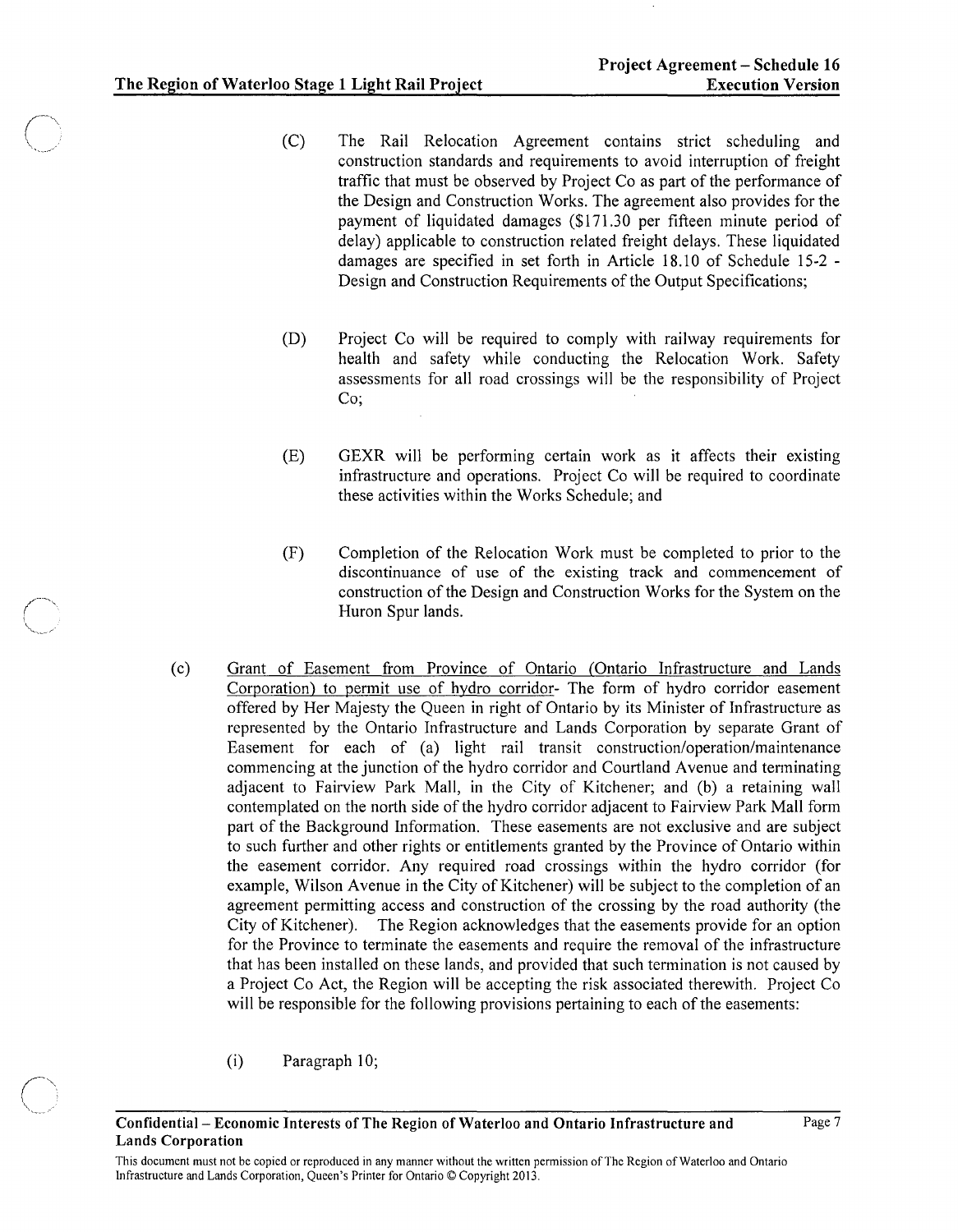(C) The Rail Relocation Agreement contains strict scheduling and construction standards and requirements to avoid interruption of freight traffic that must be observed by Project Co as part of the performance of the Design and Construction Works. The agreement also provides for the payment of liquidated damages ($171.30 per fifteen minute period of delay) applicable to construction related freight delays. These liquidated damages are specified in set forth in Article 18.10 of Schedule 15-2 - Design and Construction Requirements of the Output Specifications;

(D) Project Co will be required to comply with railway requirements for health and safety while conducting the Relocation Work. Safety assessments for all road crossings will be the responsibility of Project Co;

(E) GEXR will be performing certain work as it affects their existing infrastructure and operations. Project Co will be required to coordinate these activities within the Works Schedule; and

(F) Completion of the Relocation Work must be completed to prior to the discontinuance of use of the existing track and commencement of construction of the Design and Construction Works for the System on the Huron Spur lands.

(c) <u>Grant of Easement from Province of Ontario (Ontario Infrastructure and Lands Corporation) to permit use of hydro corridor</u>- The form of hydro corridor easement offered by Her Majesty the Queen in right of Ontario by its Minister of Infrastructure as represented by the Ontario Infrastructure and Lands Corporation by separate Grant of Easement for each of (a) light rail transit construction/operation/maintenance commencing at the junction of the hydro corridor and Courtland Avenue and terminating adjacent to Fairview Park Mall, in the City of Kitchener; and (b) a retaining wall contemplated on the north side of the hydro corridor adjacent to Fairview Park Mall form part of the Background Information. These easements are not exclusive and are subject to such further and other rights or entitlements granted by the Province of Ontario within the easement corridor. Any required road crossings within the hydro corridor (for example, Wilson Avenue in the City of Kitchener) will be subject to the completion of an agreement permitting access and construction of the crossing by the road authority (the City of Kitchener). The Region acknowledges that the easements provide for an option for the Province to terminate the easements and require the removal of the infrastructure that has been installed on these lands, and provided that such termination is not caused by a Project Co Act, the Region will be accepting the risk associated therewith. Project Co will be responsible for the following provisions pertaining to each of the easements:

(i) Paragraph 10;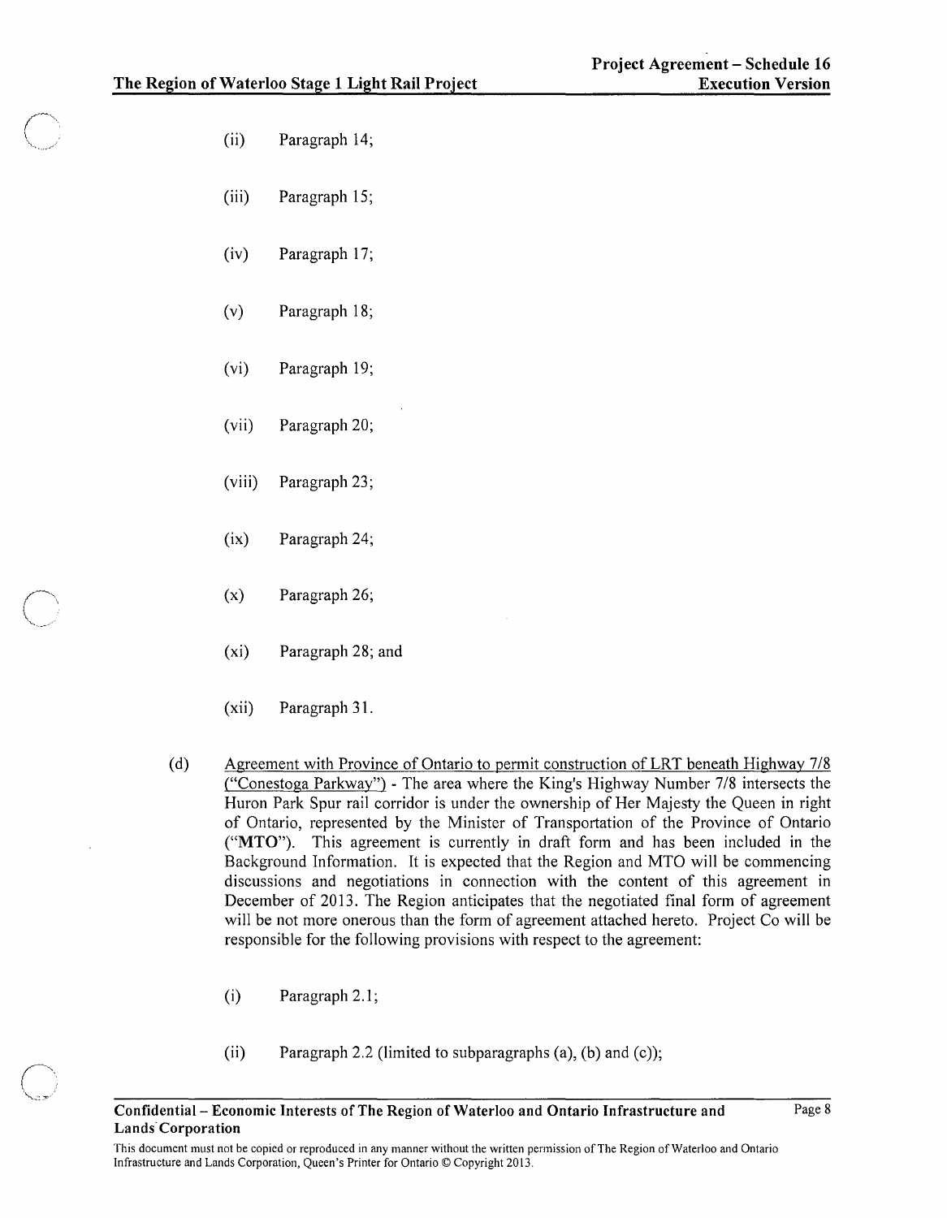(ii) Paragraph 14;

(iii) Paragraph 15;

(iv) Paragraph 17;

(v) Paragraph 18;

(vi) Paragraph 19;

(vii) Paragraph 20;

(viii) Paragraph 23;

(ix) Paragraph 24;

(x) Paragraph 26;

(xi) Paragraph 28; and

(xii) Paragraph 31.

(d) Agreement with Province of Ontario to permit construction of LRT beneath Highway 7/8 ("Conestoga Parkway") - The area where the King's Highway Number 7/8 intersects the Huron Park Spur rail corridor is under the ownership of Her Majesty the Queen in right of Ontario, represented by the Minister of Transportation of the Province of Ontario ("**MTO**"). This agreement is currently in draft form and has been included in the Background Information. It is expected that the Region and MTO will be commencing discussions and negotiations in connection with the content of this agreement in December of 2013. The Region anticipates that the negotiated final form of agreement will be not more onerous than the form of agreement attached hereto. Project Co will be responsible for the following provisions with respect to the agreement:

(i) Paragraph 2.1;

(ii) Paragraph 2.2 (limited to subparagraphs (a), (b) and (c));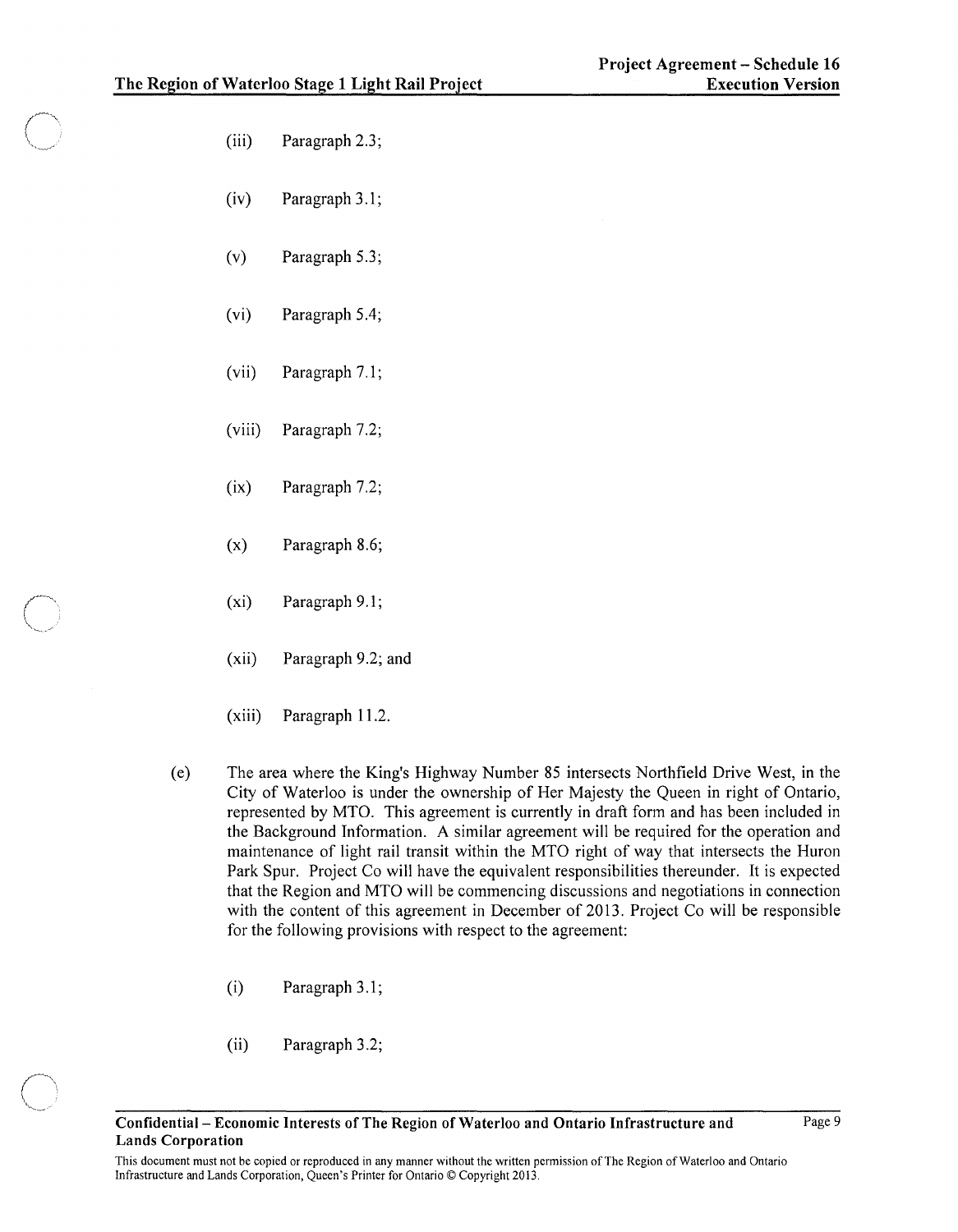(iii) Paragraph 2.3;

(iv) Paragraph 3.1;

(v) Paragraph 5.3;

(vi) Paragraph 5.4;

(vii) Paragraph 7.1;

(viii) Paragraph 7.2;

(ix) Paragraph 7.2;

(x) Paragraph 8.6;

(xi) Paragraph 9.1;

(xii) Paragraph 9.2; and

(xiii) Paragraph 11.2.

(e) The area where the King's Highway Number 85 intersects Northfield Drive West, in the City of Waterloo is under the ownership of Her Majesty the Queen in right of Ontario, represented by MTO. This agreement is currently in draft form and has been included in the Background Information. A similar agreement will be required for the operation and maintenance of light rail transit within the MTO right of way that intersects the Huron Park Spur. Project Co will have the equivalent responsibilities thereunder. It is expected that the Region and MTO will be commencing discussions and negotiations in connection with the content of this agreement in December of 2013. Project Co will be responsible for the following provisions with respect to the agreement:

(i) Paragraph 3.1;

(ii) Paragraph 3.2;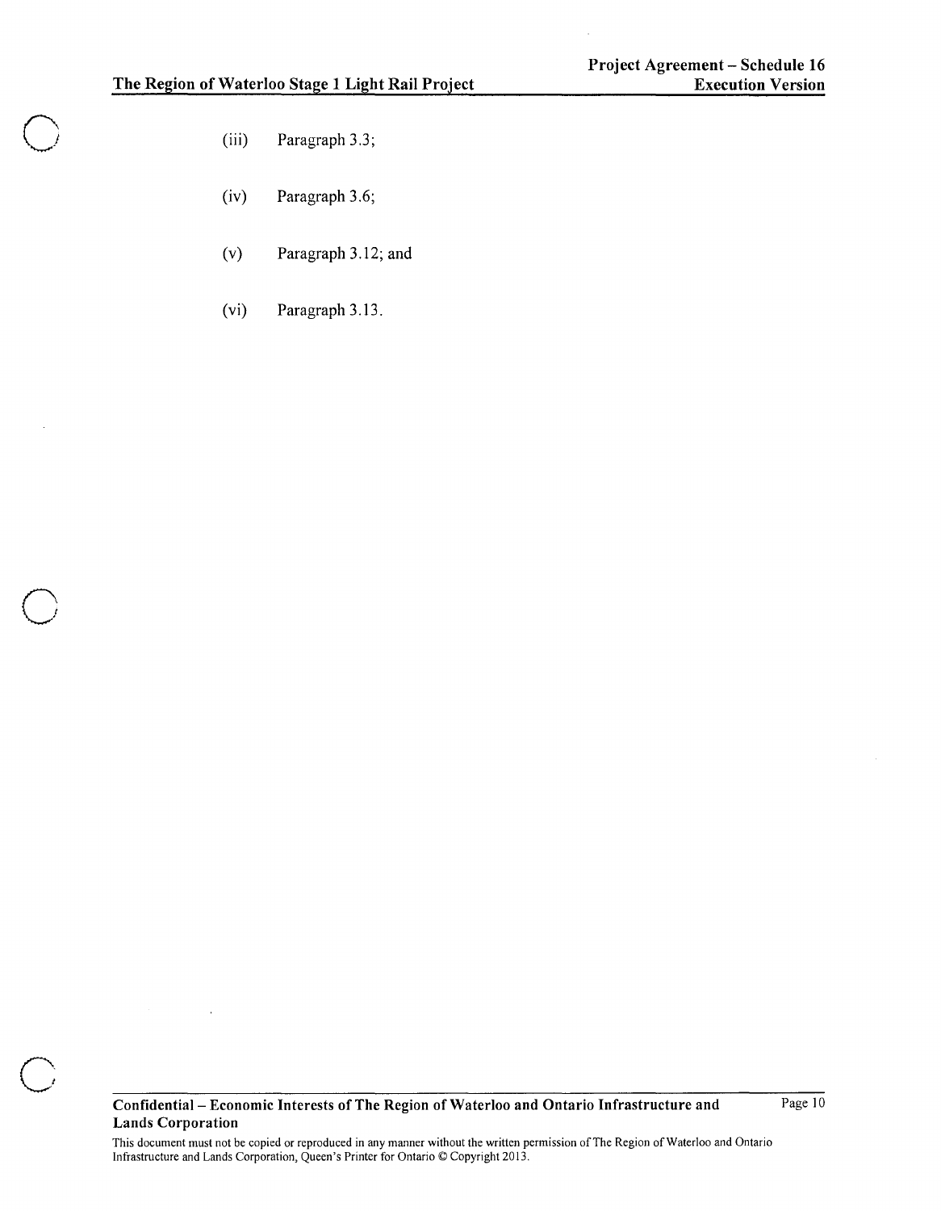(iii) Paragraph 3.3;

(iv) Paragraph 3.6;

(v) Paragraph 3.12; and

(vi) Paragraph 3.13.